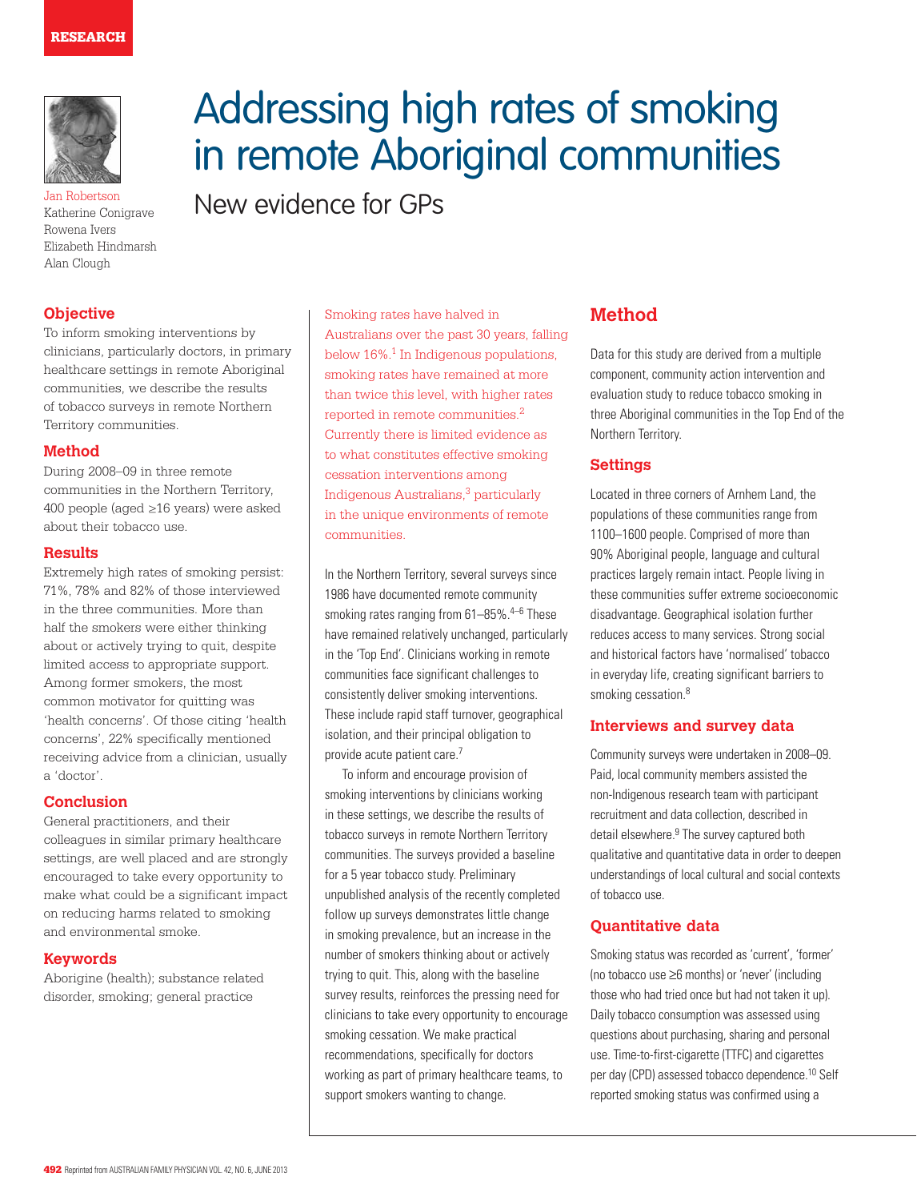RESEARCH

# Addressing high rates of smoking in remote Aboriginal communities

## New evidence for GPs

Jan Robertson
Katherine Conigrave
Rowena Ivers
Elizabeth Hindmarsh
Alan Clough

### Objective

To inform smoking interventions by clinicians, particularly doctors, in primary healthcare settings in remote Aboriginal communities, we describe the results of tobacco surveys in remote Northern Territory communities.

### Method

During 2008–09 in three remote communities in the Northern Territory, 400 people (aged ≥16 years) were asked about their tobacco use.

### Results

Extremely high rates of smoking persist: 71%, 78% and 82% of those interviewed in the three communities. More than half the smokers were either thinking about or actively trying to quit, despite limited access to appropriate support. Among former smokers, the most common motivator for quitting was 'health concerns'. Of those citing 'health concerns', 22% specifically mentioned receiving advice from a clinician, usually a 'doctor'.

### Conclusion

General practitioners, and their colleagues in similar primary healthcare settings, are well placed and are strongly encouraged to take every opportunity to make what could be a significant impact on reducing harms related to smoking and environmental smoke.

### Keywords

Aborigine (health); substance related disorder, smoking; general practice

Smoking rates have halved in Australians over the past 30 years, falling below 16%.[1] In Indigenous populations, smoking rates have remained at more than twice this level, with higher rates reported in remote communities.[2] Currently there is limited evidence as to what constitutes effective smoking cessation interventions among Indigenous Australians,[3] particularly in the unique environments of remote communities.

In the Northern Territory, several surveys since 1986 have documented remote community smoking rates ranging from 61–85%.[4–6] These have remained relatively unchanged, particularly in the 'Top End'. Clinicians working in remote communities face significant challenges to consistently deliver smoking interventions. These include rapid staff turnover, geographical isolation, and their principal obligation to provide acute patient care.[7]

To inform and encourage provision of smoking interventions by clinicians working in these settings, we describe the results of tobacco surveys in remote Northern Territory communities. The surveys provided a baseline for a 5 year tobacco study. Preliminary unpublished analysis of the recently completed follow up surveys demonstrates little change in smoking prevalence, but an increase in the number of smokers thinking about or actively trying to quit. This, along with the baseline survey results, reinforces the pressing need for clinicians to take every opportunity to encourage smoking cessation. We make practical recommendations, specifically for doctors working as part of primary healthcare teams, to support smokers wanting to change.

## Method

Data for this study are derived from a multiple component, community action intervention and evaluation study to reduce tobacco smoking in three Aboriginal communities in the Top End of the Northern Territory.

### Settings

Located in three corners of Arnhem Land, the populations of these communities range from 1100–1600 people. Comprised of more than 90% Aboriginal people, language and cultural practices largely remain intact. People living in these communities suffer extreme socioeconomic disadvantage. Geographical isolation further reduces access to many services. Strong social and historical factors have 'normalised' tobacco in everyday life, creating significant barriers to smoking cessation.[8]

### Interviews and survey data

Community surveys were undertaken in 2008–09. Paid, local community members assisted the non-Indigenous research team with participant recruitment and data collection, described in detail elsewhere.[9] The survey captured both qualitative and quantitative data in order to deepen understandings of local cultural and social contexts of tobacco use.

### Quantitative data

Smoking status was recorded as 'current', 'former' (no tobacco use ≥6 months) or 'never' (including those who had tried once but had not taken it up). Daily tobacco consumption was assessed using questions about purchasing, sharing and personal use. Time-to-first-cigarette (TTFC) and cigarettes per day (CPD) assessed tobacco dependence.[10] Self reported smoking status was confirmed using a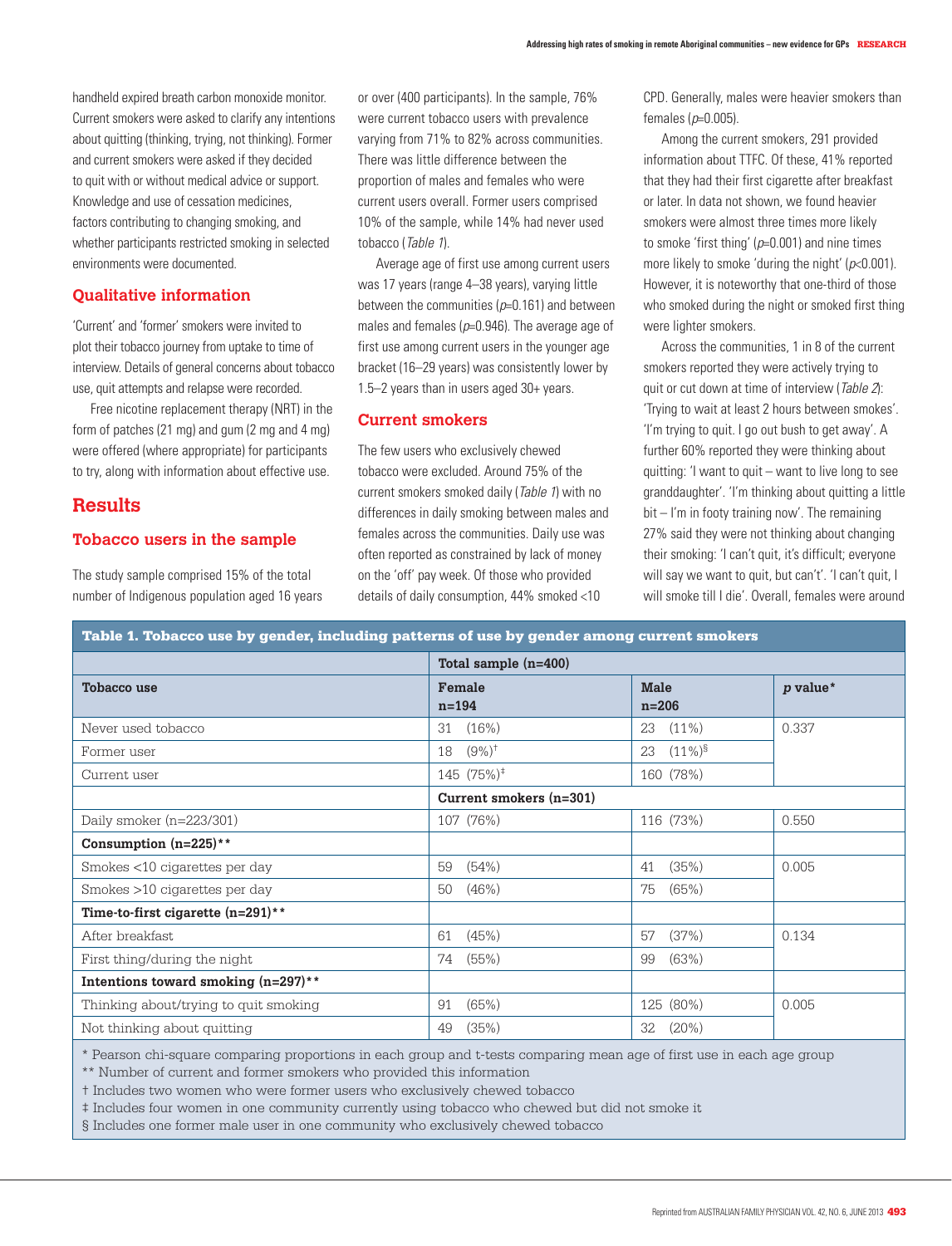handheld expired breath carbon monoxide monitor. Current smokers were asked to clarify any intentions about quitting (thinking, trying, not thinking). Former and current smokers were asked if they decided to quit with or without medical advice or support. Knowledge and use of cessation medicines, factors contributing to changing smoking, and whether participants restricted smoking in selected environments were documented.

### Qualitative information

'Current' and 'former' smokers were invited to plot their tobacco journey from uptake to time of interview. Details of general concerns about tobacco use, quit attempts and relapse were recorded.

Free nicotine replacement therapy (NRT) in the form of patches (21 mg) and gum (2 mg and 4 mg) were offered (where appropriate) for participants to try, along with information about effective use.

## Results

### Tobacco users in the sample

The study sample comprised 15% of the total number of Indigenous population aged 16 years or over (400 participants). In the sample, 76% were current tobacco users with prevalence varying from 71% to 82% across communities. There was little difference between the proportion of males and females who were current users overall. Former users comprised 10% of the sample, while 14% had never used tobacco (*Table 1*).

Average age of first use among current users was 17 years (range 4–38 years), varying little between the communities ($p$=0.161) and between males and females ($p$=0.946). The average age of first use among current users in the younger age bracket (16–29 years) was consistently lower by 1.5–2 years than in users aged 30+ years.

### Current smokers

The few users who exclusively chewed tobacco were excluded. Around 75% of the current smokers smoked daily (*Table 1*) with no differences in daily smoking between males and females across the communities. Daily use was often reported as constrained by lack of money on the 'off' pay week. Of those who provided details of daily consumption, 44% smoked <10 CPD. Generally, males were heavier smokers than females ($p$=0.005).

Among the current smokers, 291 provided information about TTFC. Of these, 41% reported that they had their first cigarette after breakfast or later. In data not shown, we found heavier smokers were almost three times more likely to smoke 'first thing' ($p$=0.001) and nine times more likely to smoke 'during the night' ($p$<0.001). However, it is noteworthy that one-third of those who smoked during the night or smoked first thing were lighter smokers.

Across the communities, 1 in 8 of the current smokers reported they were actively trying to quit or cut down at time of interview (*Table 2*): 'Trying to wait at least 2 hours between smokes'. 'I'm trying to quit. I go out bush to get away'. A further 60% reported they were thinking about quitting: 'I want to quit – want to live long to see granddaughter'. 'I'm thinking about quitting a little bit – I'm in footy training now'. The remaining 27% said they were not thinking about changing their smoking: 'I can't quit, it's difficult; everyone will say we want to quit, but can't'. 'I can't quit, I will smoke till I die'. Overall, females were around

**Table 1. Tobacco use by gender, including patterns of use by gender among current smokers**

| | Total sample (n=400) | | |
|---|---|---|---|
| **Tobacco use** | **Female n=194** | **Male n=206** | ***p* value*** |
| Never used tobacco | 31 (16%) | 23 (11%) | 0.337 |
| Former user | 18 (9%)[†] | 23 (11%)[§] | |
| Current user | 145 (75%)[‡] | 160 (78%) | |
| | **Current smokers (n=301)** | | |
| Daily smoker (n=223/301) | 107 (76%) | 116 (73%) | 0.550 |
| **Consumption (n=225)**** | | | |
| Smokes <10 cigarettes per day | 59 (54%) | 41 (35%) | 0.005 |
| Smokes >10 cigarettes per day | 50 (46%) | 75 (65%) | |
| **Time-to-first cigarette (n=291)**** | | | |
| After breakfast | 61 (45%) | 57 (37%) | 0.134 |
| First thing/during the night | 74 (55%) | 99 (63%) | |
| **Intentions toward smoking (n=297)**** | | | |
| Thinking about/trying to quit smoking | 91 (65%) | 125 (80%) | 0.005 |
| Not thinking about quitting | 49 (35%) | 32 (20%) | |

\* Pearson chi-square comparing proportions in each group and t-tests comparing mean age of first use in each age group
** Number of current and former smokers who provided this information
† Includes two women who were former users who exclusively chewed tobacco
‡ Includes four women in one community currently using tobacco who chewed but did not smoke it
§ Includes one former male user in one community who exclusively chewed tobacco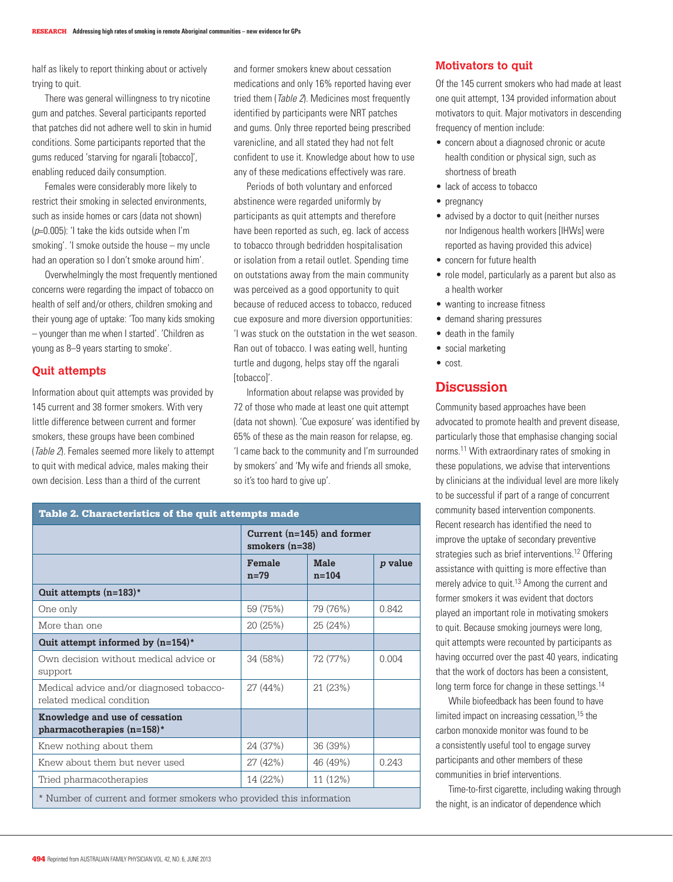half as likely to report thinking about or actively trying to quit.

There was general willingness to try nicotine gum and patches. Several participants reported that patches did not adhere well to skin in humid conditions. Some participants reported that the gums reduced 'starving for ngarali [tobacco]', enabling reduced daily consumption.

Females were considerably more likely to restrict their smoking in selected environments, such as inside homes or cars (data not shown) ($p$=0.005): 'I take the kids outside when I'm smoking'. 'I smoke outside the house – my uncle had an operation so I don't smoke around him'.

Overwhelmingly the most frequently mentioned concerns were regarding the impact of tobacco on health of self and/or others, children smoking and their young age of uptake: 'Too many kids smoking – younger than me when I started'. 'Children as young as 8–9 years starting to smoke'.

## Quit attempts

Information about quit attempts was provided by 145 current and 38 former smokers. With very little difference between current and former smokers, these groups have been combined (*Table 2*). Females seemed more likely to attempt to quit with medical advice, males making their own decision. Less than a third of the current and former smokers knew about cessation medications and only 16% reported having ever tried them (*Table 2*). Medicines most frequently identified by participants were NRT patches and gums. Only three reported being prescribed varenicline, and all stated they had not felt confident to use it. Knowledge about how to use any of these medications effectively was rare.

Periods of both voluntary and enforced abstinence were regarded uniformly by participants as quit attempts and therefore have been reported as such, eg. lack of access to tobacco through bedridden hospitalisation or isolation from a retail outlet. Spending time on outstations away from the main community was perceived as a good opportunity to quit because of reduced access to tobacco, reduced cue exposure and more diversion opportunities: 'I was stuck on the outstation in the wet season. Ran out of tobacco. I was eating well, hunting turtle and dugong, helps stay off the ngarali [tobacco]'.

Information about relapse was provided by 72 of those who made at least one quit attempt (data not shown). 'Cue exposure' was identified by 65% of these as the main reason for relapse, eg. 'I came back to the community and I'm surrounded by smokers' and 'My wife and friends all smoke, so it's too hard to give up'.

**Table 2. Characteristics of the quit attempts made**

| | Current (n=145) and former smokers (n=38) | | |
|---|---|---|---|
| | **Female n=79** | **Male n=104** | ***p* value** |
| **Quit attempts (n=183)*** | | | |
| One only | 59 (75%) | 79 (76%) | 0.842 |
| More than one | 20 (25%) | 25 (24%) | |
| **Quit attempt informed by (n=154)*** | | | |
| Own decision without medical advice or support | 34 (58%) | 72 (77%) | 0.004 |
| Medical advice and/or diagnosed tobacco-related medical condition | 27 (44%) | 21 (23%) | |
| **Knowledge and use of cessation pharmacotherapies (n=158)*** | | | |
| Knew nothing about them | 24 (37%) | 36 (39%) | |
| Knew about them but never used | 27 (42%) | 46 (49%) | 0.243 |
| Tried pharmacotherapies | 14 (22%) | 11 (12%) | |

\* Number of current and former smokers who provided this information

## Motivators to quit

Of the 145 current smokers who had made at least one quit attempt, 134 provided information about motivators to quit. Major motivators in descending frequency of mention include:

- concern about a diagnosed chronic or acute health condition or physical sign, such as shortness of breath
- lack of access to tobacco
- pregnancy
- advised by a doctor to quit (neither nurses nor Indigenous health workers [IHWs] were reported as having provided this advice)
- concern for future health
- role model, particularly as a parent but also as a health worker
- wanting to increase fitness
- demand sharing pressures
- death in the family
- social marketing
- cost.

## Discussion

Community based approaches have been advocated to promote health and prevent disease, particularly those that emphasise changing social norms.[11] With extraordinary rates of smoking in these populations, we advise that interventions by clinicians at the individual level are more likely to be successful if part of a range of concurrent community based intervention components. Recent research has identified the need to improve the uptake of secondary preventive strategies such as brief interventions.[12] Offering assistance with quitting is more effective than merely advice to quit.[13] Among the current and former smokers it was evident that doctors played an important role in motivating smokers to quit. Because smoking journeys were long, quit attempts were recounted by participants as having occurred over the past 40 years, indicating that the work of doctors has been a consistent, long term force for change in these settings.[14]

While biofeedback has been found to have limited impact on increasing cessation,[15] the carbon monoxide monitor was found to be a consistently useful tool to engage survey participants and other members of these communities in brief interventions.

Time-to-first cigarette, including waking through the night, is an indicator of dependence which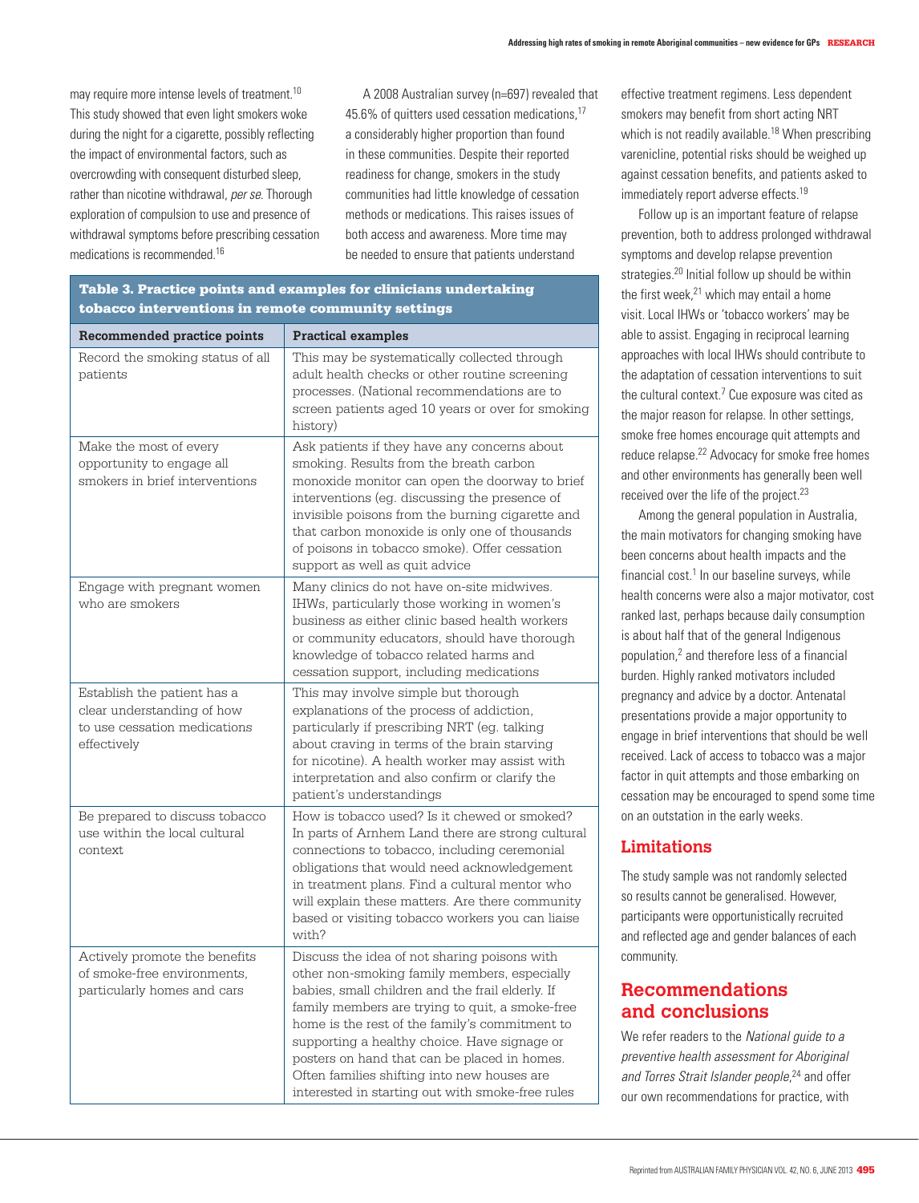may require more intense levels of treatment.[10] This study showed that even light smokers woke during the night for a cigarette, possibly reflecting the impact of environmental factors, such as overcrowding with consequent disturbed sleep, rather than nicotine withdrawal, *per se*. Thorough exploration of compulsion to use and presence of withdrawal symptoms before prescribing cessation medications is recommended.[16]

A 2008 Australian survey (n=697) revealed that 45.6% of quitters used cessation medications,[17] a considerably higher proportion than found in these communities. Despite their reported readiness for change, smokers in the study communities had little knowledge of cessation methods or medications. This raises issues of both access and awareness. More time may be needed to ensure that patients understand effective treatment regimens. Less dependent smokers may benefit from short acting NRT which is not readily available.[18] When prescribing varenicline, potential risks should be weighed up against cessation benefits, and patients asked to immediately report adverse effects.[19]

Follow up is an important feature of relapse prevention, both to address prolonged withdrawal symptoms and develop relapse prevention strategies.[20] Initial follow up should be within the first week,[21] which may entail a home visit. Local IHWs or 'tobacco workers' may be able to assist. Engaging in reciprocal learning approaches with local IHWs should contribute to the adaptation of cessation interventions to suit the cultural context.[7] Cue exposure was cited as the major reason for relapse. In other settings, smoke free homes encourage quit attempts and reduce relapse.[22] Advocacy for smoke free homes and other environments has generally been well received over the life of the project.[23]

Among the general population in Australia, the main motivators for changing smoking have been concerns about health impacts and the financial cost.[1] In our baseline surveys, while health concerns were also a major motivator, cost ranked last, perhaps because daily consumption is about half that of the general Indigenous population,[2] and therefore less of a financial burden. Highly ranked motivators included pregnancy and advice by a doctor. Antenatal presentations provide a major opportunity to engage in brief interventions that should be well received. Lack of access to tobacco was a major factor in quit attempts and those embarking on cessation may be encouraged to spend some time on an outstation in the early weeks.

**Table 3. Practice points and examples for clinicians undertaking tobacco interventions in remote community settings**

| Recommended practice points | Practical examples |
|---|---|
| Record the smoking status of all patients | This may be systematically collected through adult health checks or other routine screening processes. (National recommendations are to screen patients aged 10 years or over for smoking history) |
| Make the most of every opportunity to engage all smokers in brief interventions | Ask patients if they have any concerns about smoking. Results from the breath carbon monoxide monitor can open the doorway to brief interventions (eg. discussing the presence of invisible poisons from the burning cigarette and that carbon monoxide is only one of thousands of poisons in tobacco smoke). Offer cessation support as well as quit advice |
| Engage with pregnant women who are smokers | Many clinics do not have on-site midwives. IHWs, particularly those working in women's business as either clinic based health workers or community educators, should have thorough knowledge of tobacco related harms and cessation support, including medications |
| Establish the patient has a clear understanding of how to use cessation medications effectively | This may involve simple but thorough explanations of the process of addiction, particularly if prescribing NRT (eg. talking about craving in terms of the brain starving for nicotine). A health worker may assist with interpretation and also confirm or clarify the patient's understandings |
| Be prepared to discuss tobacco use within the local cultural context | How is tobacco used? Is it chewed or smoked? In parts of Arnhem Land there are strong cultural connections to tobacco, including ceremonial obligations that would need acknowledgement in treatment plans. Find a cultural mentor who will explain these matters. Are there community based or visiting tobacco workers you can liaise with? |
| Actively promote the benefits of smoke-free environments, particularly homes and cars | Discuss the idea of not sharing poisons with other non-smoking family members, especially babies, small children and the frail elderly. If family members are trying to quit, a smoke-free home is the rest of the family's commitment to supporting a healthy choice. Have signage or posters on hand that can be placed in homes. Often families shifting into new houses are interested in starting out with smoke-free rules |

## Limitations

The study sample was not randomly selected so results cannot be generalised. However, participants were opportunistically recruited and reflected age and gender balances of each community.

## Recommendations and conclusions

We refer readers to the *National guide to a preventive health assessment for Aboriginal and Torres Strait Islander people*,[24] and offer our own recommendations for practice, with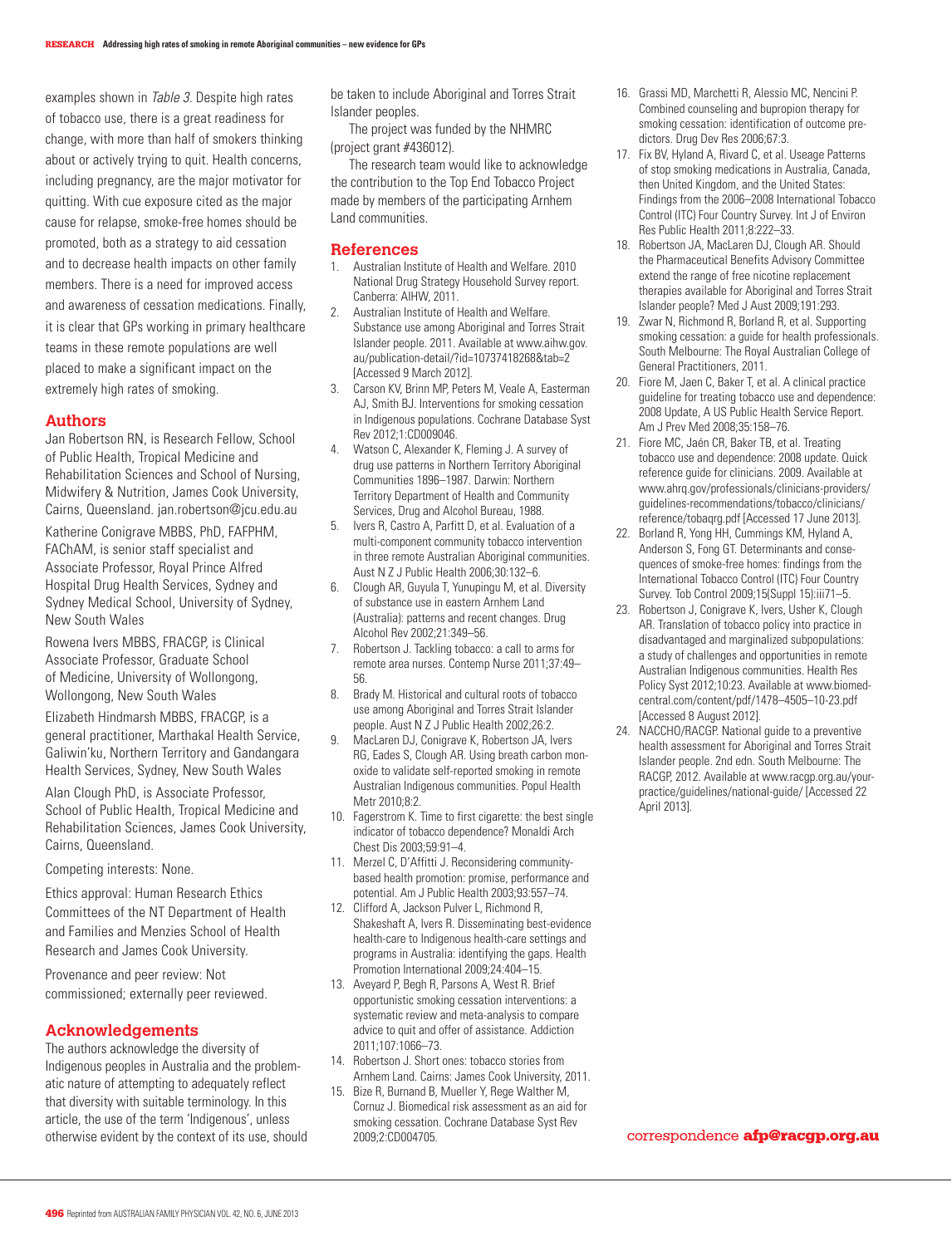examples shown in *Table 3*. Despite high rates of tobacco use, there is a great readiness for change, with more than half of smokers thinking about or actively trying to quit. Health concerns, including pregnancy, are the major motivator for quitting. With cue exposure cited as the major cause for relapse, smoke-free homes should be promoted, both as a strategy to aid cessation and to decrease health impacts on other family members. There is a need for improved access and awareness of cessation medications. Finally, it is clear that GPs working in primary healthcare teams in these remote populations are well placed to make a significant impact on the extremely high rates of smoking.

## Authors

Jan Robertson RN, is Research Fellow, School of Public Health, Tropical Medicine and Rehabilitation Sciences and School of Nursing, Midwifery & Nutrition, James Cook University, Cairns, Queensland. jan.robertson@jcu.edu.au

Katherine Conigrave MBBS, PhD, FAFPHM, FAChAM, is senior staff specialist and Associate Professor, Royal Prince Alfred Hospital Drug Health Services, Sydney and Sydney Medical School, University of Sydney, New South Wales

Rowena Ivers MBBS, FRACGP, is Clinical Associate Professor, Graduate School of Medicine, University of Wollongong, Wollongong, New South Wales

Elizabeth Hindmarsh MBBS, FRACGP, is a general practitioner, Marthakal Health Service, Galiwin'ku, Northern Territory and Gandangara Health Services, Sydney, New South Wales

Alan Clough PhD, is Associate Professor, School of Public Health, Tropical Medicine and Rehabilitation Sciences, James Cook University, Cairns, Queensland.

Competing interests: None.

Ethics approval: Human Research Ethics Committees of the NT Department of Health and Families and Menzies School of Health Research and James Cook University.

Provenance and peer review: Not commissioned; externally peer reviewed.

## Acknowledgements

The authors acknowledge the diversity of Indigenous peoples in Australia and the problematic nature of attempting to adequately reflect that diversity with suitable terminology. In this article, the use of the term 'Indigenous', unless otherwise evident by the context of its use, should be taken to include Aboriginal and Torres Strait Islander peoples.

The project was funded by the NHMRC (project grant #436012).

The research team would like to acknowledge the contribution to the Top End Tobacco Project made by members of the participating Arnhem Land communities.

## References

1. Australian Institute of Health and Welfare. 2010 National Drug Strategy Household Survey report. Canberra: AIHW, 2011.
2. Australian Institute of Health and Welfare. Substance use among Aboriginal and Torres Strait Islander people. 2011. Available at www.aihw.gov.au/publication-detail/?id=10737418268&tab=2 [Accessed 9 March 2012].
3. Carson KV, Brinn MP, Peters M, Veale A, Easterman AJ, Smith BJ. Interventions for smoking cessation in Indigenous populations. Cochrane Database Syst Rev 2012;1:CD009046.
4. Watson C, Alexander K, Fleming J. A survey of drug use patterns in Northern Territory Aboriginal Communities 1896–1987. Darwin: Northern Territory Department of Health and Community Services, Drug and Alcohol Bureau, 1988.
5. Ivers R, Castro A, Parfitt D, et al. Evaluation of a multi-component community tobacco intervention in three remote Australian Aboriginal communities. Aust N Z J Public Health 2006;30:132–6.
6. Clough AR, Guyula T, Yunupingu M, et al. Diversity of substance use in eastern Arnhem Land (Australia): patterns and recent changes. Drug Alcohol Rev 2002;21:349–56.
7. Robertson J. Tackling tobacco: a call to arms for remote area nurses. Contemp Nurse 2011;37:49–56.
8. Brady M. Historical and cultural roots of tobacco use among Aboriginal and Torres Strait Islander people. Aust N Z J Public Health 2002;26:2.
9. MacLaren DJ, Conigrave K, Robertson JA, Ivers RG, Eades S, Clough AR. Using breath carbon monoxide to validate self-reported smoking in remote Australian Indigenous communities. Popul Health Metr 2010;8:2.
10. Fagerstrom K. Time to first cigarette: the best single indicator of tobacco dependence? Monaldi Arch Chest Dis 2003;59:91–4.
11. Merzel C, D'Affitti J. Reconsidering community-based health promotion: promise, performance and potential. Am J Public Health 2003;93:557–74.
12. Clifford A, Jackson Pulver L, Richmond R, Shakeshaft A, Ivers R. Disseminating best-evidence health-care to Indigenous health-care settings and programs in Australia: identifying the gaps. Health Promotion International 2009;24:404–15.
13. Aveyard P, Begh R, Parsons A, West R. Brief opportunistic smoking cessation interventions: a systematic review and meta-analysis to compare advice to quit and offer of assistance. Addiction 2011;107:1066–73.
14. Robertson J. Short ones: tobacco stories from Arnhem Land. Cairns: James Cook University, 2011.
15. Bize R, Burnand B, Mueller Y, Rege Walther M, Cornuz J. Biomedical risk assessment as an aid for smoking cessation. Cochrane Database Syst Rev 2009;2:CD004705.
16. Grassi MD, Marchetti R, Alessio MC, Nencini P. Combined counseling and bupropion therapy for smoking cessation: identification of outcome predictors. Drug Dev Res 2006;67:3.
17. Fix BV, Hyland A, Rivard C, et al. Useage Patterns of stop smoking medications in Australia, Canada, then United Kingdom, and the United States: Findings from the 2006–2008 International Tobacco Control (ITC) Four Country Survey. Int J of Environ Res Public Health 2011;8:222–33.
18. Robertson JA, MacLaren DJ, Clough AR. Should the Pharmaceutical Benefits Advisory Committee extend the range of free nicotine replacement therapies available for Aboriginal and Torres Strait Islander people? Med J Aust 2009;191:293.
19. Zwar N, Richmond R, Borland R, et al. Supporting smoking cessation: a guide for health professionals. South Melbourne: The Royal Australian College of General Practitioners, 2011.
20. Fiore M, Jaen C, Baker T, et al. A clinical practice guideline for treating tobacco use and dependence: 2008 Update, A US Public Health Service Report. Am J Prev Med 2008;35:158–76.
21. Fiore MC, Jaén CR, Baker TB, et al. Treating tobacco use and dependence: 2008 update. Quick reference guide for clinicians. 2009. Available at www.ahrq.gov/professionals/clinicians-providers/guidelines-recommendations/tobacco/clinicians/reference/tobaqrg.pdf [Accessed 17 June 2013].
22. Borland R, Yong HH, Cummings KM, Hyland A, Anderson S, Fong GT. Determinants and consequences of smoke-free homes: findings from the International Tobacco Control (ITC) Four Country Survey. Tob Control 2009;15(Suppl 15):iii71–5.
23. Robertson J, Conigrave K, Ivers, Usher K, Clough AR. Translation of tobacco policy into practice in disadvantaged and marginalized subpopulations: a study of challenges and opportunities in remote Australian Indigenous communities. Health Res Policy Syst 2012;10:23. Available at www.biomedcentral.com/content/pdf/1478–4505–10-23.pdf [Accessed 8 August 2012].
24. NACCHO/RACGP. National guide to a preventive health assessment for Aboriginal and Torres Strait Islander people. 2nd edn. South Melbourne: The RACGP, 2012. Available at www.racgp.org.au/your-practice/guidelines/national-guide/ [Accessed 22 April 2013].

correspondence **afp@racgp.org.au**